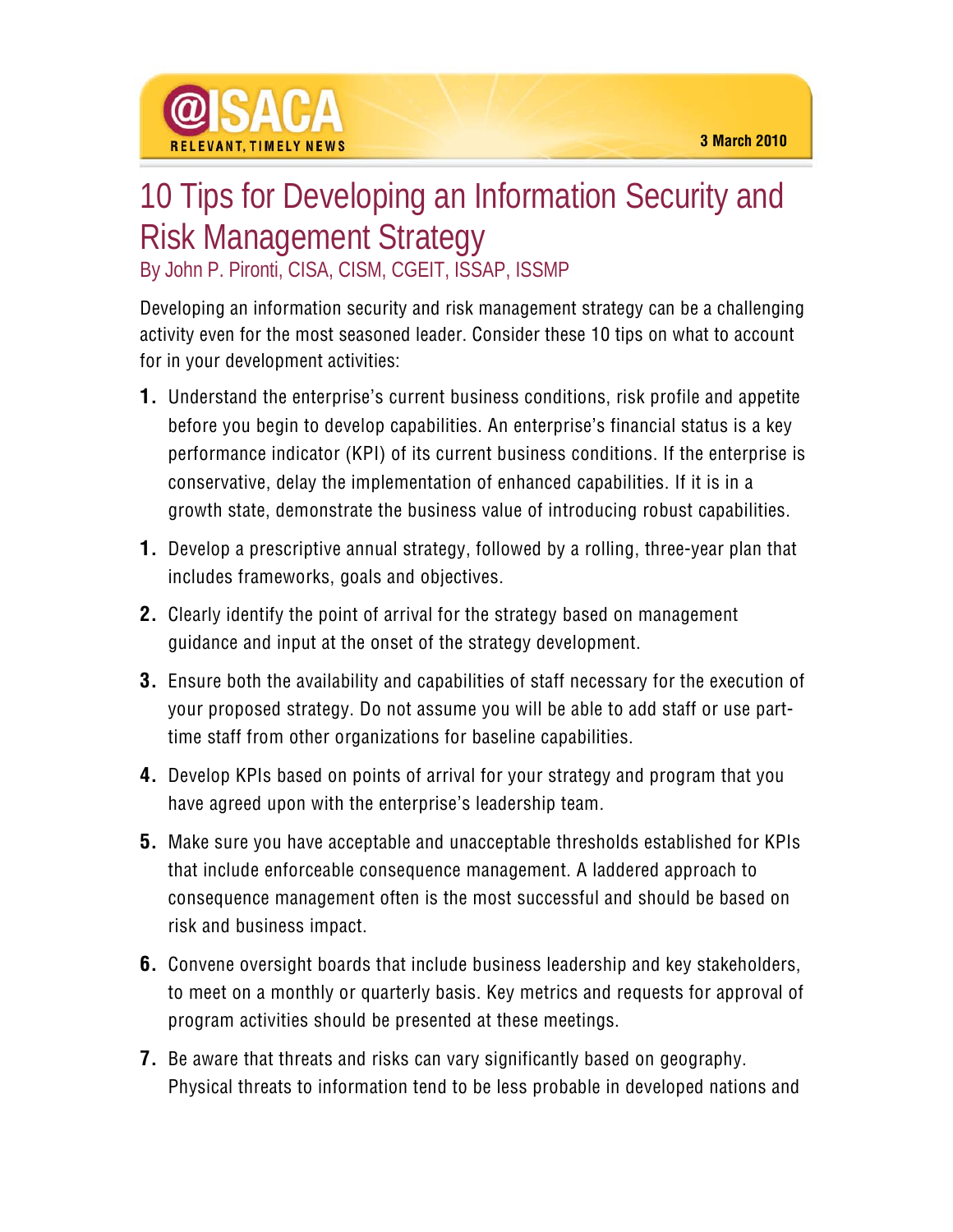@ISACA
RELEVANT, TIMELY NEWS

3 March 2010

# 10 Tips for Developing an Information Security and Risk Management Strategy

By John P. Pironti, CISA, CISM, CGEIT, ISSAP, ISSMP

Developing an information security and risk management strategy can be a challenging activity even for the most seasoned leader. Consider these 10 tips on what to account for in your development activities:

1. Understand the enterprise's current business conditions, risk profile and appetite before you begin to develop capabilities. An enterprise's financial status is a key performance indicator (KPI) of its current business conditions. If the enterprise is conservative, delay the implementation of enhanced capabilities. If it is in a growth state, demonstrate the business value of introducing robust capabilities.

1. Develop a prescriptive annual strategy, followed by a rolling, three-year plan that includes frameworks, goals and objectives.

2. Clearly identify the point of arrival for the strategy based on management guidance and input at the onset of the strategy development.

3. Ensure both the availability and capabilities of staff necessary for the execution of your proposed strategy. Do not assume you will be able to add staff or use part-time staff from other organizations for baseline capabilities.

4. Develop KPIs based on points of arrival for your strategy and program that you have agreed upon with the enterprise's leadership team.

5. Make sure you have acceptable and unacceptable thresholds established for KPIs that include enforceable consequence management. A laddered approach to consequence management often is the most successful and should be based on risk and business impact.

6. Convene oversight boards that include business leadership and key stakeholders, to meet on a monthly or quarterly basis. Key metrics and requests for approval of program activities should be presented at these meetings.

7. Be aware that threats and risks can vary significantly based on geography. Physical threats to information tend to be less probable in developed nations and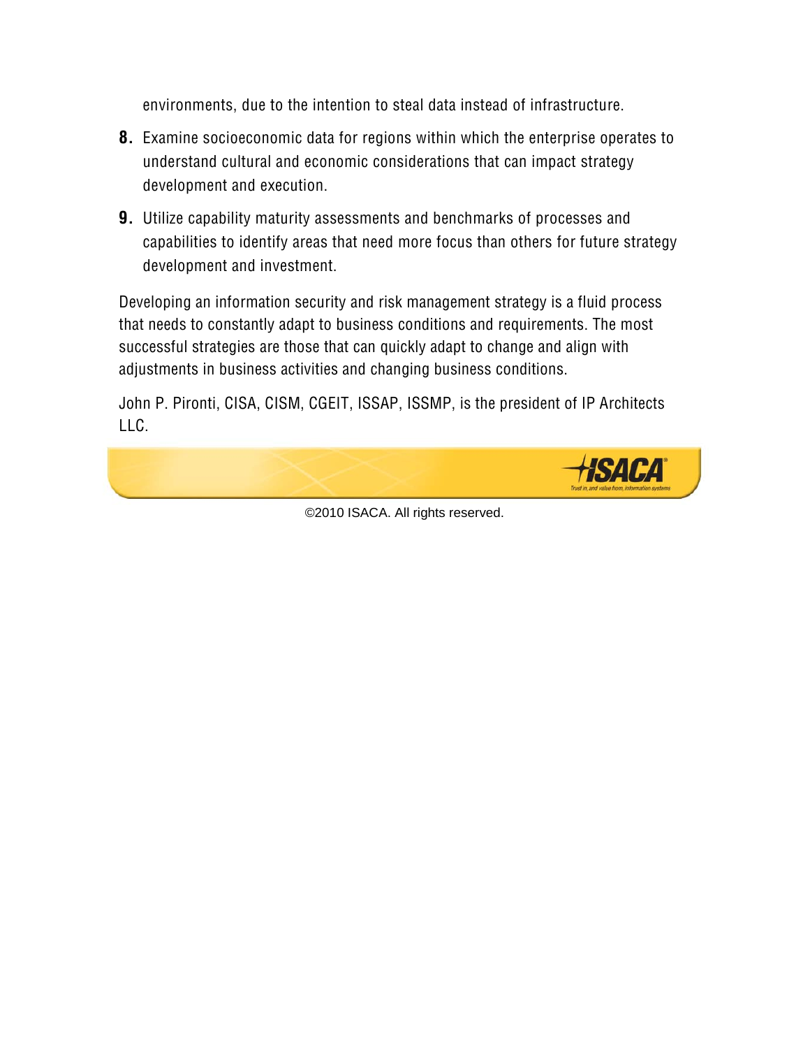environments, due to the intention to steal data instead of infrastructure.

8. Examine socioeconomic data for regions within which the enterprise operates to understand cultural and economic considerations that can impact strategy development and execution.
9. Utilize capability maturity assessments and benchmarks of processes and capabilities to identify areas that need more focus than others for future strategy development and investment.

Developing an information security and risk management strategy is a fluid process that needs to constantly adapt to business conditions and requirements. The most successful strategies are those that can quickly adapt to change and align with adjustments in business activities and changing business conditions.

John P. Pironti, CISA, CISM, CGEIT, ISSAP, ISSMP, is the president of IP Architects LLC.

©2010 ISACA. All rights reserved.